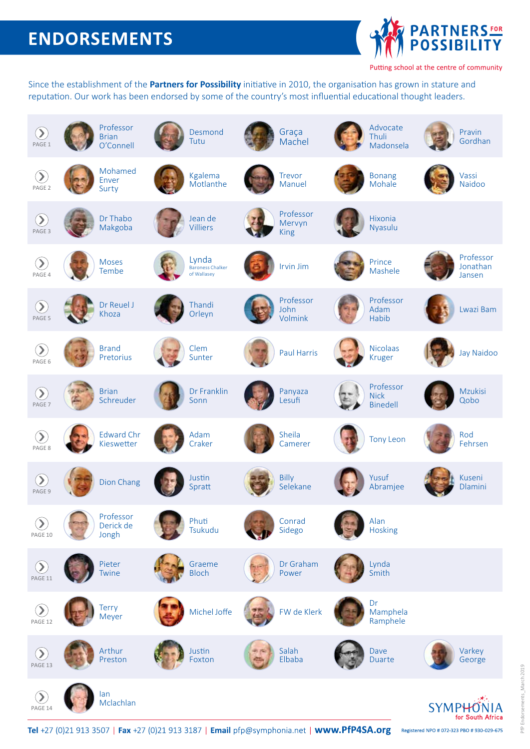# ENDORSEMENTS

**PARTNERS FOR POSSIBILITY**

Putting school at the centre of community

Since the establishment of the **Partners for Possibility** initiative in 2010, the organisation has grown in stature and reputation. Our work has been endorsed by some of the country's most influential educational thought leaders.

| Page | | | | | |
|---|---|---|---|---|---|
| PAGE 1 | Professor Brian O'Connell | Desmond Tutu | Graça Machel | Advocate Thuli Madonsela | Pravin Gordhan |
| PAGE 2 | Mohamed Enver Surty | Kgalema Motlanthe | Trevor Manuel | Bonang Mohale | Vassi Naidoo |
| PAGE 3 | Dr Thabo Makgoba | Jean de Villiers | Professor Mervyn King | Hixonia Nyasulu | |
| PAGE 4 | Moses Tembe | Lynda Baroness Chalker of Wallasey | Irvin Jim | Prince Mashele | Professor Jonathan Jansen |
| PAGE 5 | Dr Reuel J Khoza | Thandi Orleyn | Professor John Volmink | Professor Adam Habib | Lwazi Bam |
| PAGE 6 | Brand Pretorius | Clem Sunter | Paul Harris | Nicolaas Kruger | Jay Naidoo |
| PAGE 7 | Brian Schreuder | Dr Franklin Sonn | Panyaza Lesufi | Professor Nick Binedell | Mzukisi Qobo |
| PAGE 8 | Edward Chr Kieswetter | Adam Craker | Sheila Camerer | Tony Leon | Rod Fehrsen |
| PAGE 9 | Dion Chang | Justin Spratt | Billy Selekane | Yusuf Abramjee | Kuseni Dlamini |
| PAGE 10 | Professor Derick de Jongh | Phuti Tsukudu | Conrad Sidego | Alan Hosking | |
| PAGE 11 | Pieter Twine | Graeme Bloch | Dr Graham Power | Lynda Smith | |
| PAGE 12 | Terry Meyer | Michel Joffe | FW de Klerk | Dr Mamphela Ramphele | |
| PAGE 13 | Arthur Preston | Justin Foxton | Salah Elbaba | Dave Duarte | Varkey George |
| PAGE 14 | Ian Mclachlan | | | | |

SYMPHONIA for South Africa

**Tel** +27 (0)21 913 3507 | **Fax** +27 (0)21 913 3187 | **Email** pfp@symphonia.net | **www.PfP4SA.org**

Registered NPO # 072-323 PBO # 930-029-675

PfP Endorsements_March2019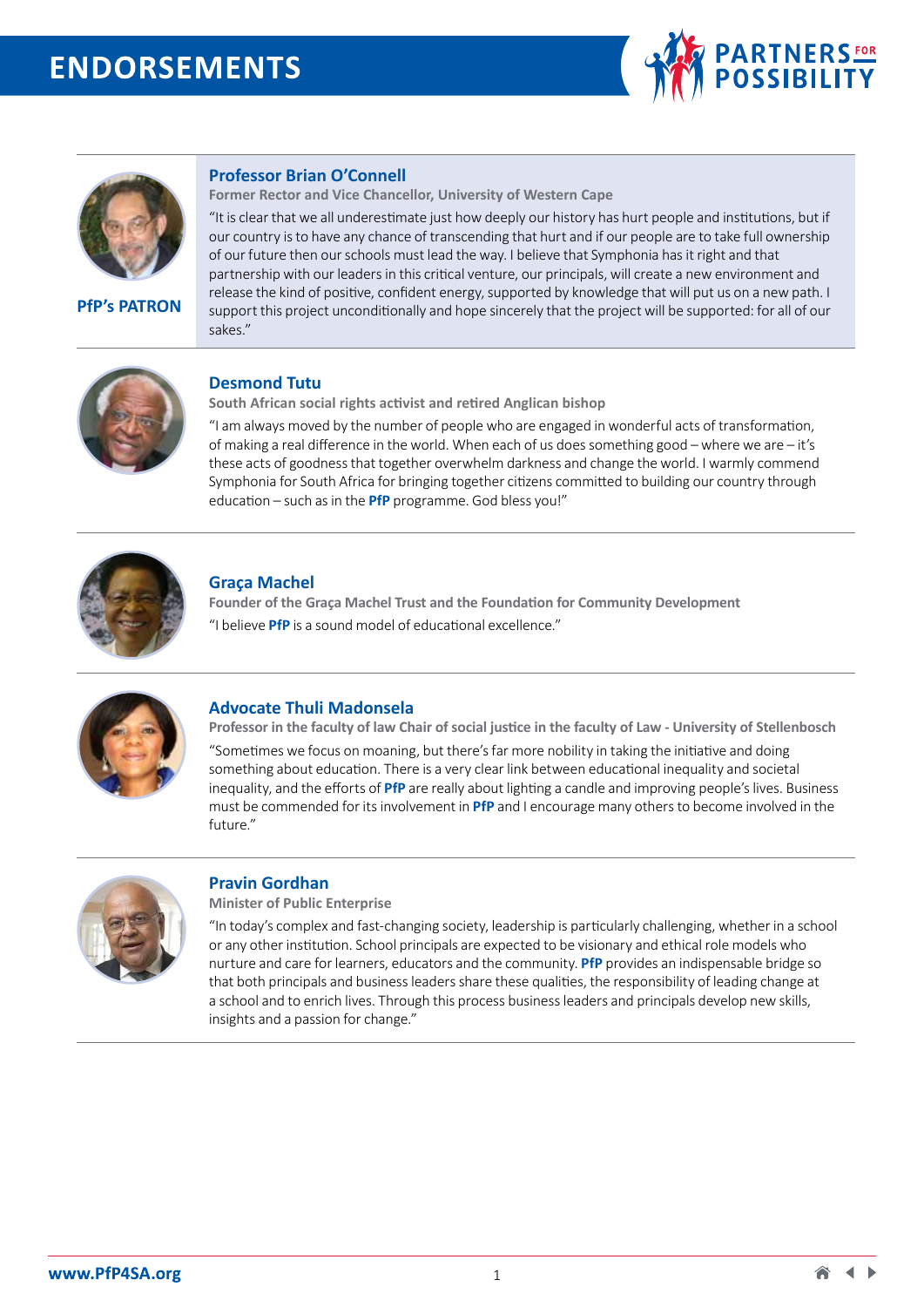# ENDORSEMENTS

## Professor Brian O'Connell

**PfP's PATRON**

**Former Rector and Vice Chancellor, University of Western Cape**

"It is clear that we all underestimate just how deeply our history has hurt people and institutions, but if our country is to have any chance of transcending that hurt and if our people are to take full ownership of our future then our schools must lead the way. I believe that Symphonia has it right and that partnership with our leaders in this critical venture, our principals, will create a new environment and release the kind of positive, confident energy, supported by knowledge that will put us on a new path. I support this project unconditionally and hope sincerely that the project will be supported: for all of our sakes."

## Desmond Tutu

**South African social rights activist and retired Anglican bishop**

"I am always moved by the number of people who are engaged in wonderful acts of transformation, of making a real difference in the world. When each of us does something good – where we are – it's these acts of goodness that together overwhelm darkness and change the world. I warmly commend Symphonia for South Africa for bringing together citizens committed to building our country through education – such as in the **PfP** programme. God bless you!"

## Graça Machel

**Founder of the Graça Machel Trust and the Foundation for Community Development**

"I believe **PfP** is a sound model of educational excellence."

## Advocate Thuli Madonsela

**Professor in the faculty of law Chair of social justice in the faculty of Law - University of Stellenbosch**

"Sometimes we focus on moaning, but there's far more nobility in taking the initiative and doing something about education. There is a very clear link between educational inequality and societal inequality, and the efforts of **PfP** are really about lighting a candle and improving people's lives. Business must be commended for its involvement in **PfP** and I encourage many others to become involved in the future."

## Pravin Gordhan

**Minister of Public Enterprise**

"In today's complex and fast-changing society, leadership is particularly challenging, whether in a school or any other institution. School principals are expected to be visionary and ethical role models who nurture and care for learners, educators and the community. **PfP** provides an indispensable bridge so that both principals and business leaders share these qualities, the responsibility of leading change at a school and to enrich lives. Through this process business leaders and principals develop new skills, insights and a passion for change."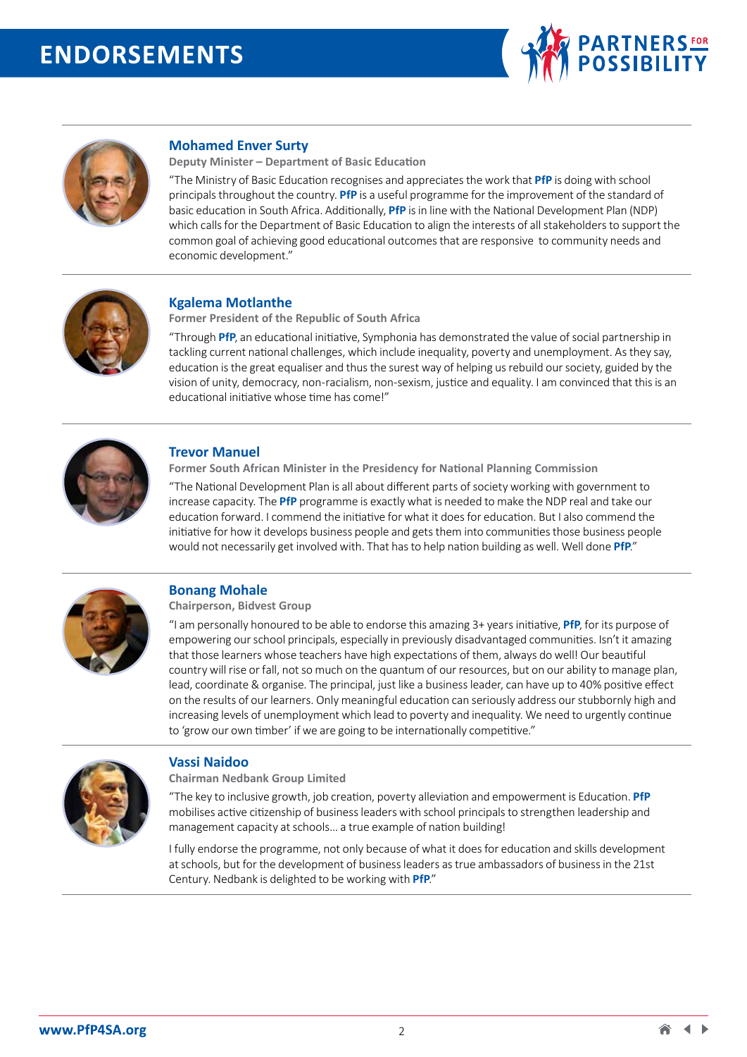# ENDORSEMENTS

### Mohamed Enver Surty

**Deputy Minister – Department of Basic Education**

"The Ministry of Basic Education recognises and appreciates the work that **PfP** is doing with school principals throughout the country. **PfP** is a useful programme for the improvement of the standard of basic education in South Africa. Additionally, **PfP** is in line with the National Development Plan (NDP) which calls for the Department of Basic Education to align the interests of all stakeholders to support the common goal of achieving good educational outcomes that are responsive to community needs and economic development."

### Kgalema Motlanthe

**Former President of the Republic of South Africa**

"Through **PfP**, an educational initiative, Symphonia has demonstrated the value of social partnership in tackling current national challenges, which include inequality, poverty and unemployment. As they say, education is the great equaliser and thus the surest way of helping us rebuild our society, guided by the vision of unity, democracy, non-racialism, non-sexism, justice and equality. I am convinced that this is an educational initiative whose time has come!"

### Trevor Manuel

**Former South African Minister in the Presidency for National Planning Commission**

"The National Development Plan is all about different parts of society working with government to increase capacity. The **PfP** programme is exactly what is needed to make the NDP real and take our education forward. I commend the initiative for what it does for education. But I also commend the initiative for how it develops business people and gets them into communities those business people would not necessarily get involved with. That has to help nation building as well. Well done **PfP**."

### Bonang Mohale

**Chairperson, Bidvest Group**

"I am personally honoured to be able to endorse this amazing 3+ years initiative, **PfP**, for its purpose of empowering our school principals, especially in previously disadvantaged communities. Isn't it amazing that those learners whose teachers have high expectations of them, always do well! Our beautiful country will rise or fall, not so much on the quantum of our resources, but on our ability to manage plan, lead, coordinate & organise. The principal, just like a business leader, can have up to 40% positive effect on the results of our learners. Only meaningful education can seriously address our stubbornly high and increasing levels of unemployment which lead to poverty and inequality. We need to urgently continue to 'grow our own timber' if we are going to be internationally competitive."

### Vassi Naidoo

**Chairman Nedbank Group Limited**

"The key to inclusive growth, job creation, poverty alleviation and empowerment is Education. **PfP** mobilises active citizenship of business leaders with school principals to strengthen leadership and management capacity at schools... a true example of nation building!

I fully endorse the programme, not only because of what it does for education and skills development at schools, but for the development of business leaders as true ambassadors of business in the 21st Century. Nedbank is delighted to be working with **PfP**."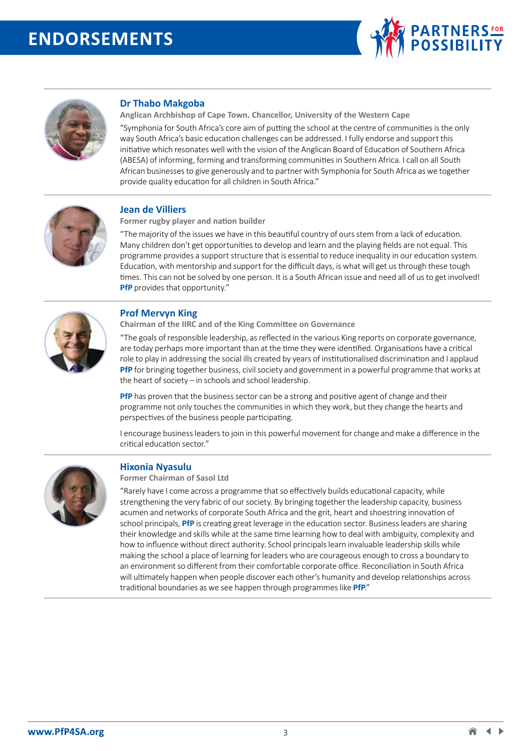# ENDORSEMENTS

### Dr Thabo Makgoba

**Anglican Archbishop of Cape Town. Chancellor, University of the Western Cape**

"Symphonia for South Africa's core aim of putting the school at the centre of communities is the only way South Africa's basic education challenges can be addressed. I fully endorse and support this initiative which resonates well with the vision of the Anglican Board of Education of Southern Africa (ABESA) of informing, forming and transforming communities in Southern Africa. I call on all South African businesses to give generously and to partner with Symphonia for South Africa as we together provide quality education for all children in South Africa."

### Jean de Villiers

**Former rugby player and nation builder**

"The majority of the issues we have in this beautiful country of ours stem from a lack of education. Many children don't get opportunities to develop and learn and the playing fields are not equal. This programme provides a support structure that is essential to reduce inequality in our education system. Education, with mentorship and support for the difficult days, is what will get us through these tough times. This can not be solved by one person. It is a South African issue and need all of us to get involved! **PfP** provides that opportunity."

### Prof Mervyn King

**Chairman of the IIRC and of the King Committee on Governance**

"The goals of responsible leadership, as reflected in the various King reports on corporate governance, are today perhaps more important than at the time they were identified. Organisations have a critical role to play in addressing the social ills created by years of institutionalised discrimination and I applaud **PfP** for bringing together business, civil society and government in a powerful programme that works at the heart of society – in schools and school leadership.

**PfP** has proven that the business sector can be a strong and positive agent of change and their programme not only touches the communities in which they work, but they change the hearts and perspectives of the business people participating.

I encourage business leaders to join in this powerful movement for change and make a difference in the critical education sector."

### Hixonia Nyasulu

**Former Chairman of Sasol Ltd**

"Rarely have I come across a programme that so effectively builds educational capacity, while strengthening the very fabric of our society. By bringing together the leadership capacity, business acumen and networks of corporate South Africa and the grit, heart and shoestring innovation of school principals, **PfP** is creating great leverage in the education sector. Business leaders are sharing their knowledge and skills while at the same time learning how to deal with ambiguity, complexity and how to influence without direct authority. School principals learn invaluable leadership skills while making the school a place of learning for leaders who are courageous enough to cross a boundary to an environment so different from their comfortable corporate office. Reconciliation in South Africa will ultimately happen when people discover each other's humanity and develop relationships across traditional boundaries as we see happen through programmes like **PfP**."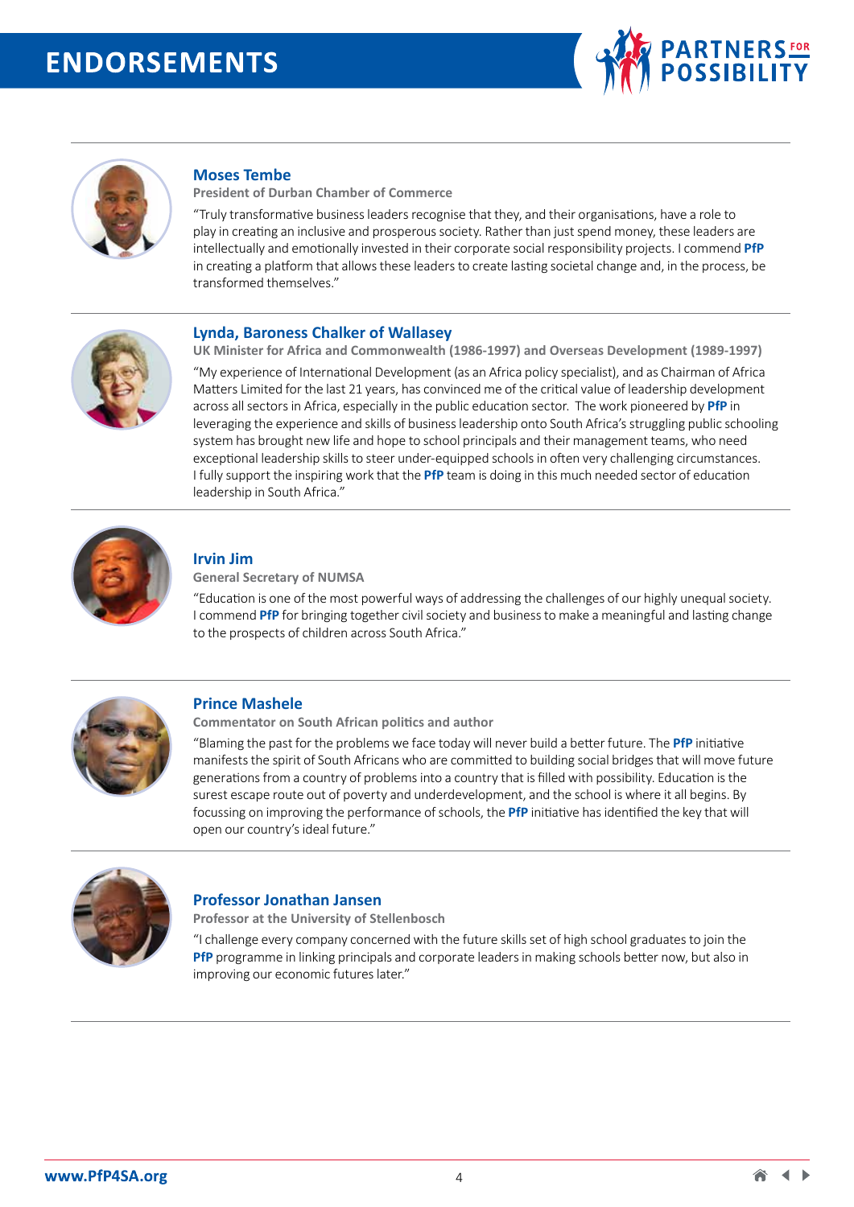# ENDORSEMENTS

### Moses Tembe

**President of Durban Chamber of Commerce**

"Truly transformative business leaders recognise that they, and their organisations, have a role to play in creating an inclusive and prosperous society. Rather than just spend money, these leaders are intellectually and emotionally invested in their corporate social responsibility projects. I commend **PfP** in creating a platform that allows these leaders to create lasting societal change and, in the process, be transformed themselves."

### Lynda, Baroness Chalker of Wallasey

**UK Minister for Africa and Commonwealth (1986-1997) and Overseas Development (1989-1997)**

"My experience of International Development (as an Africa policy specialist), and as Chairman of Africa Matters Limited for the last 21 years, has convinced me of the critical value of leadership development across all sectors in Africa, especially in the public education sector. The work pioneered by **PfP** in leveraging the experience and skills of business leadership onto South Africa's struggling public schooling system has brought new life and hope to school principals and their management teams, who need exceptional leadership skills to steer under-equipped schools in often very challenging circumstances. I fully support the inspiring work that the **PfP** team is doing in this much needed sector of education leadership in South Africa."

### Irvin Jim

**General Secretary of NUMSA**

"Education is one of the most powerful ways of addressing the challenges of our highly unequal society. I commend **PfP** for bringing together civil society and business to make a meaningful and lasting change to the prospects of children across South Africa."

### Prince Mashele

**Commentator on South African politics and author**

"Blaming the past for the problems we face today will never build a better future. The **PfP** initiative manifests the spirit of South Africans who are committed to building social bridges that will move future generations from a country of problems into a country that is filled with possibility. Education is the surest escape route out of poverty and underdevelopment, and the school is where it all begins. By focussing on improving the performance of schools, the **PfP** initiative has identified the key that will open our country's ideal future."

### Professor Jonathan Jansen

**Professor at the University of Stellenbosch**

"I challenge every company concerned with the future skills set of high school graduates to join the **PfP** programme in linking principals and corporate leaders in making schools better now, but also in improving our economic futures later."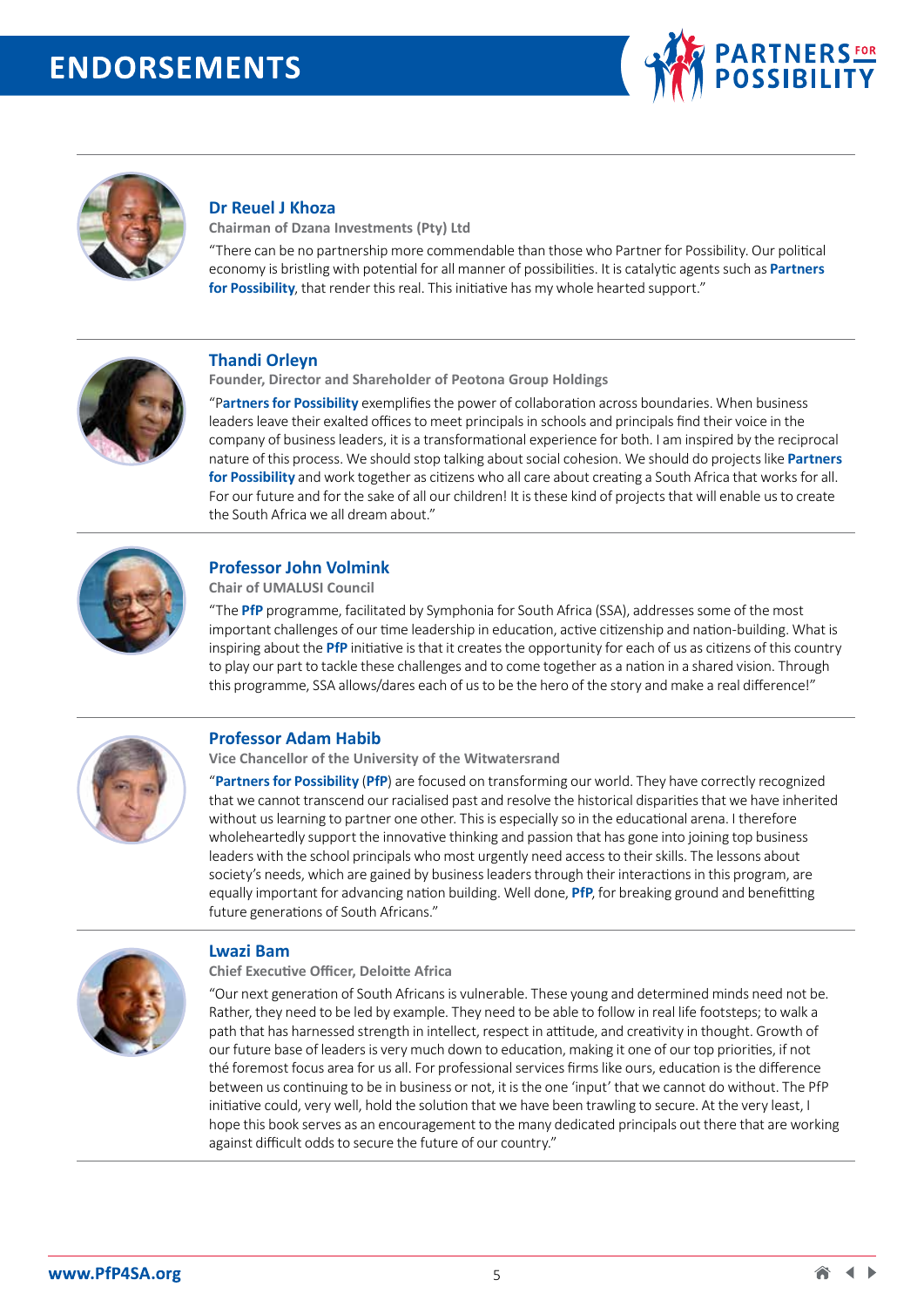# ENDORSEMENTS

### Dr Reuel J Khoza

**Chairman of Dzana Investments (Pty) Ltd**

"There can be no partnership more commendable than those who Partner for Possibility. Our political economy is bristling with potential for all manner of possibilities. It is catalytic agents such as **Partners for Possibility**, that render this real. This initiative has my whole hearted support."

### Thandi Orleyn

**Founder, Director and Shareholder of Peotona Group Holdings**

"**Partners for Possibility** exemplifies the power of collaboration across boundaries. When business leaders leave their exalted offices to meet principals in schools and principals find their voice in the company of business leaders, it is a transformational experience for both. I am inspired by the reciprocal nature of this process. We should stop talking about social cohesion. We should do projects like **Partners for Possibility** and work together as citizens who all care about creating a South Africa that works for all. For our future and for the sake of all our children! It is these kind of projects that will enable us to create the South Africa we all dream about."

### Professor John Volmink

**Chair of UMALUSI Council**

"The **PfP** programme, facilitated by Symphonia for South Africa (SSA), addresses some of the most important challenges of our time leadership in education, active citizenship and nation-building. What is inspiring about the **PfP** initiative is that it creates the opportunity for each of us as citizens of this country to play our part to tackle these challenges and to come together as a nation in a shared vision. Through this programme, SSA allows/dares each of us to be the hero of the story and make a real difference!"

### Professor Adam Habib

**Vice Chancellor of the University of the Witwatersrand**

"**Partners for Possibility** (**PfP**) are focused on transforming our world. They have correctly recognized that we cannot transcend our racialised past and resolve the historical disparities that we have inherited without us learning to partner one other. This is especially so in the educational arena. I therefore wholeheartedly support the innovative thinking and passion that has gone into joining top business leaders with the school principals who most urgently need access to their skills. The lessons about society's needs, which are gained by business leaders through their interactions in this program, are equally important for advancing nation building. Well done, **PfP**, for breaking ground and benefitting future generations of South Africans."

### Lwazi Bam

**Chief Executive Officer, Deloitte Africa**

"Our next generation of South Africans is vulnerable. These young and determined minds need not be. Rather, they need to be led by example. They need to be able to follow in real life footsteps; to walk a path that has harnessed strength in intellect, respect in attitude, and creativity in thought. Growth of our future base of leaders is very much down to education, making it one of our top priorities, if not thé foremost focus area for us all. For professional services firms like ours, education is the difference between us continuing to be in business or not, it is the one 'input' that we cannot do without. The PfP initiative could, very well, hold the solution that we have been trawling to secure. At the very least, I hope this book serves as an encouragement to the many dedicated principals out there that are working against difficult odds to secure the future of our country."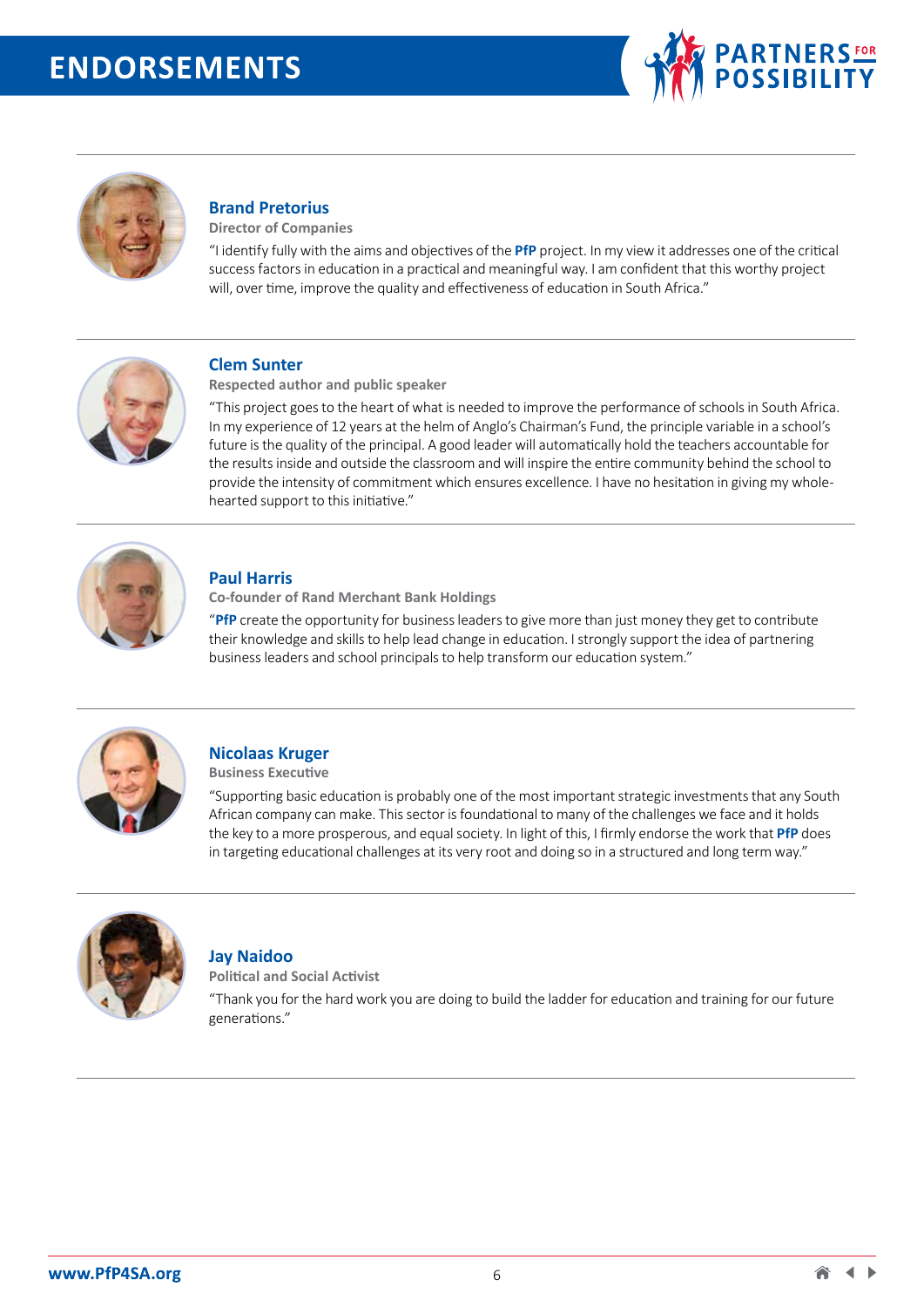# ENDORSEMENTS

### Brand Pretorius

**Director of Companies**

"I identify fully with the aims and objectives of the **PfP** project. In my view it addresses one of the critical success factors in education in a practical and meaningful way. I am confident that this worthy project will, over time, improve the quality and effectiveness of education in South Africa."

### Clem Sunter

**Respected author and public speaker**

"This project goes to the heart of what is needed to improve the performance of schools in South Africa. In my experience of 12 years at the helm of Anglo's Chairman's Fund, the principle variable in a school's future is the quality of the principal. A good leader will automatically hold the teachers accountable for the results inside and outside the classroom and will inspire the entire community behind the school to provide the intensity of commitment which ensures excellence. I have no hesitation in giving my whole-hearted support to this initiative."

### Paul Harris

**Co-founder of Rand Merchant Bank Holdings**

"**PfP** create the opportunity for business leaders to give more than just money they get to contribute their knowledge and skills to help lead change in education. I strongly support the idea of partnering business leaders and school principals to help transform our education system."

### Nicolaas Kruger

**Business Executive**

"Supporting basic education is probably one of the most important strategic investments that any South African company can make. This sector is foundational to many of the challenges we face and it holds the key to a more prosperous, and equal society. In light of this, I firmly endorse the work that **PfP** does in targeting educational challenges at its very root and doing so in a structured and long term way."

### Jay Naidoo

**Political and Social Activist**

"Thank you for the hard work you are doing to build the ladder for education and training for our future generations."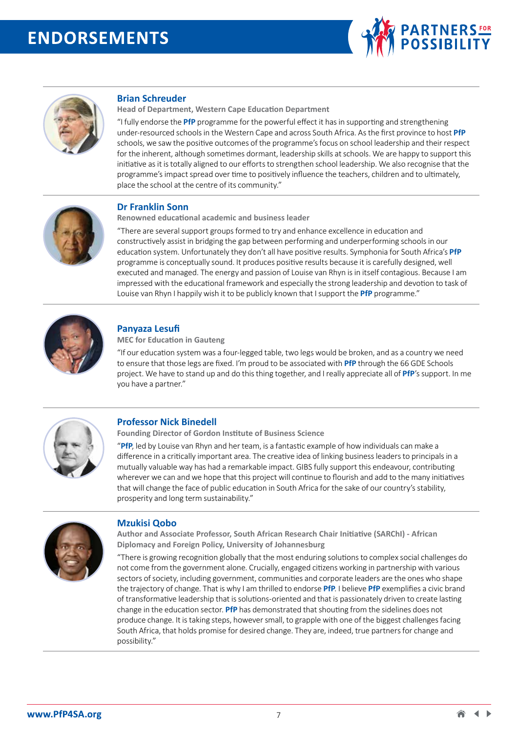# ENDORSEMENTS

## Brian Schreuder

**Head of Department, Western Cape Education Department**

"I fully endorse the **PfP** programme for the powerful effect it has in supporting and strengthening under-resourced schools in the Western Cape and across South Africa. As the first province to host **PfP** schools, we saw the positive outcomes of the programme's focus on school leadership and their respect for the inherent, although sometimes dormant, leadership skills at schools. We are happy to support this initiative as it is totally aligned to our efforts to strengthen school leadership. We also recognise that the programme's impact spread over time to positively influence the teachers, children and to ultimately, place the school at the centre of its community."

## Dr Franklin Sonn

**Renowned educational academic and business leader**

"There are several support groups formed to try and enhance excellence in education and constructively assist in bridging the gap between performing and underperforming schools in our education system. Unfortunately they don't all have positive results. Symphonia for South Africa's **PfP** programme is conceptually sound. It produces positive results because it is carefully designed, well executed and managed. The energy and passion of Louise van Rhyn is in itself contagious. Because I am impressed with the educational framework and especially the strong leadership and devotion to task of Louise van Rhyn I happily wish it to be publicly known that I support the **PfP** programme."

## Panyaza Lesufi

**MEC for Education in Gauteng**

"If our education system was a four-legged table, two legs would be broken, and as a country we need to ensure that those legs are fixed. I'm proud to be associated with **PfP** through the 66 GDE Schools project. We have to stand up and do this thing together, and I really appreciate all of **PfP**'s support. In me you have a partner."

## Professor Nick Binedell

**Founding Director of Gordon Institute of Business Science**

"**PfP**, led by Louise van Rhyn and her team, is a fantastic example of how individuals can make a difference in a critically important area. The creative idea of linking business leaders to principals in a mutually valuable way has had a remarkable impact. GIBS fully support this endeavour, contributing wherever we can and we hope that this project will continue to flourish and add to the many initiatives that will change the face of public education in South Africa for the sake of our country's stability, prosperity and long term sustainability."

## Mzukisi Qobo

**Author and Associate Professor, South African Research Chair Initiative (SARChI) - African Diplomacy and Foreign Policy, University of Johannesburg**

"There is growing recognition globally that the most enduring solutions to complex social challenges do not come from the government alone. Crucially, engaged citizens working in partnership with various sectors of society, including government, communities and corporate leaders are the ones who shape the trajectory of change. That is why I am thrilled to endorse **PfP**. I believe **PfP** exemplifies a civic brand of transformative leadership that is solutions-oriented and that is passionately driven to create lasting change in the education sector. **PfP** has demonstrated that shouting from the sidelines does not produce change. It is taking steps, however small, to grapple with one of the biggest challenges facing South Africa, that holds promise for desired change. They are, indeed, true partners for change and possibility."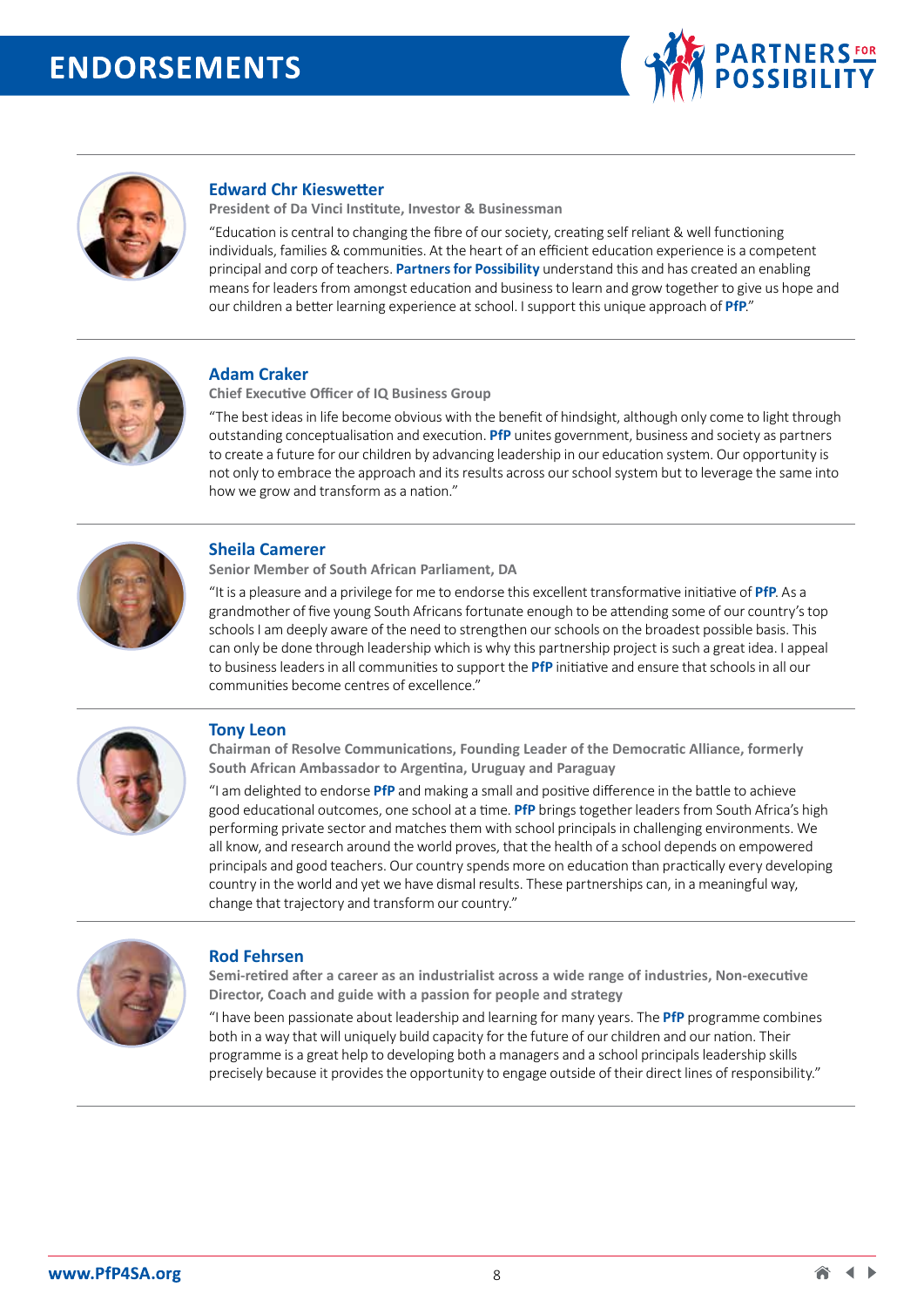# ENDORSEMENTS

### Edward Chr Kieswetter

**President of Da Vinci Institute, Investor & Businessman**

"Education is central to changing the fibre of our society, creating self reliant & well functioning individuals, families & communities. At the heart of an efficient education experience is a competent principal and corp of teachers. **Partners for Possibility** understand this and has created an enabling means for leaders from amongst education and business to learn and grow together to give us hope and our children a better learning experience at school. I support this unique approach of **PfP**."

### Adam Craker

**Chief Executive Officer of IQ Business Group**

"The best ideas in life become obvious with the benefit of hindsight, although only come to light through outstanding conceptualisation and execution. **PfP** unites government, business and society as partners to create a future for our children by advancing leadership in our education system. Our opportunity is not only to embrace the approach and its results across our school system but to leverage the same into how we grow and transform as a nation."

### Sheila Camerer

**Senior Member of South African Parliament, DA**

"It is a pleasure and a privilege for me to endorse this excellent transformative initiative of **PfP**. As a grandmother of five young South Africans fortunate enough to be attending some of our country's top schools I am deeply aware of the need to strengthen our schools on the broadest possible basis. This can only be done through leadership which is why this partnership project is such a great idea. I appeal to business leaders in all communities to support the **PfP** initiative and ensure that schools in all our communities become centres of excellence."

### Tony Leon

**Chairman of Resolve Communications, Founding Leader of the Democratic Alliance, formerly South African Ambassador to Argentina, Uruguay and Paraguay**

"I am delighted to endorse **PfP** and making a small and positive difference in the battle to achieve good educational outcomes, one school at a time. **PfP** brings together leaders from South Africa's high performing private sector and matches them with school principals in challenging environments. We all know, and research around the world proves, that the health of a school depends on empowered principals and good teachers. Our country spends more on education than practically every developing country in the world and yet we have dismal results. These partnerships can, in a meaningful way, change that trajectory and transform our country."

### Rod Fehrsen

**Semi-retired after a career as an industrialist across a wide range of industries, Non-executive Director, Coach and guide with a passion for people and strategy**

"I have been passionate about leadership and learning for many years. The **PfP** programme combines both in a way that will uniquely build capacity for the future of our children and our nation. Their programme is a great help to developing both a managers and a school principals leadership skills precisely because it provides the opportunity to engage outside of their direct lines of responsibility."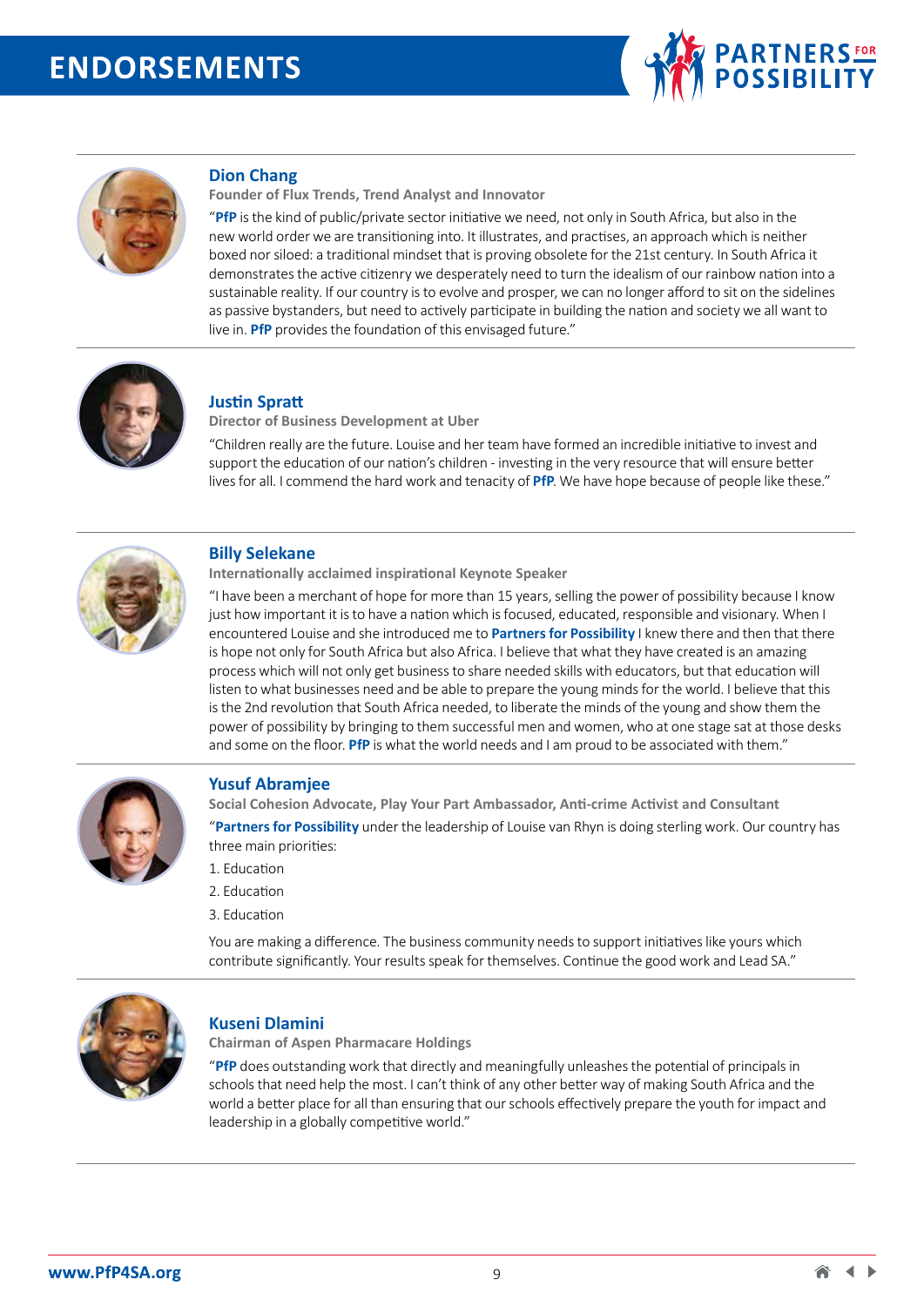# ENDORSEMENTS

### Dion Chang

**Founder of Flux Trends, Trend Analyst and Innovator**

"**PfP** is the kind of public/private sector initiative we need, not only in South Africa, but also in the new world order we are transitioning into. It illustrates, and practises, an approach which is neither boxed nor siloed: a traditional mindset that is proving obsolete for the 21st century. In South Africa it demonstrates the active citizenry we desperately need to turn the idealism of our rainbow nation into a sustainable reality. If our country is to evolve and prosper, we can no longer afford to sit on the sidelines as passive bystanders, but need to actively participate in building the nation and society we all want to live in. **PfP** provides the foundation of this envisaged future."

### Justin Spratt

**Director of Business Development at Uber**

"Children really are the future. Louise and her team have formed an incredible initiative to invest and support the education of our nation's children - investing in the very resource that will ensure better lives for all. I commend the hard work and tenacity of **PfP**. We have hope because of people like these."

### Billy Selekane

**Internationally acclaimed inspirational Keynote Speaker**

"I have been a merchant of hope for more than 15 years, selling the power of possibility because I know just how important it is to have a nation which is focused, educated, responsible and visionary. When I encountered Louise and she introduced me to **Partners for Possibility** I knew there and then that there is hope not only for South Africa but also Africa. I believe that what they have created is an amazing process which will not only get business to share needed skills with educators, but that education will listen to what businesses need and be able to prepare the young minds for the world. I believe that this is the 2nd revolution that South Africa needed, to liberate the minds of the young and show them the power of possibility by bringing to them successful men and women, who at one stage sat at those desks and some on the floor. **PfP** is what the world needs and I am proud to be associated with them."

### Yusuf Abramjee

**Social Cohesion Advocate, Play Your Part Ambassador, Anti-crime Activist and Consultant**

"**Partners for Possibility** under the leadership of Louise van Rhyn is doing sterling work. Our country has three main priorities:

1. Education
2. Education
3. Education

You are making a difference. The business community needs to support initiatives like yours which contribute significantly. Your results speak for themselves. Continue the good work and Lead SA."

### Kuseni Dlamini

**Chairman of Aspen Pharmacare Holdings**

"**PfP** does outstanding work that directly and meaningfully unleashes the potential of principals in schools that need help the most. I can't think of any other better way of making South Africa and the world a better place for all than ensuring that our schools effectively prepare the youth for impact and leadership in a globally competitive world."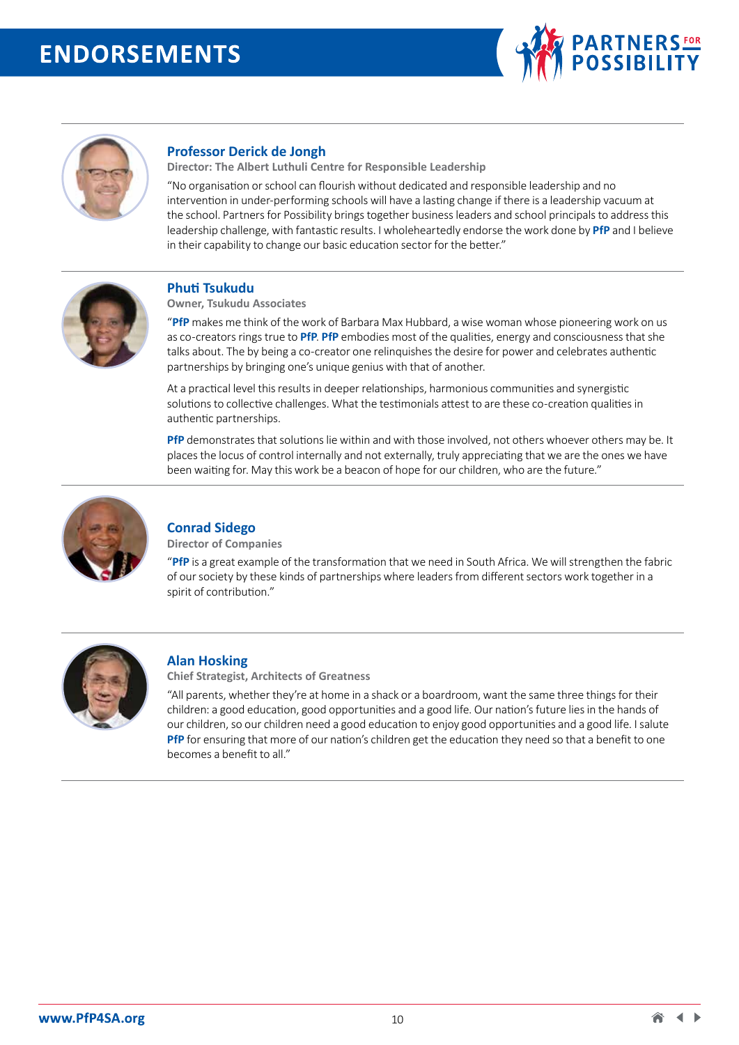# ENDORSEMENTS

### Professor Derick de Jongh

**Director: The Albert Luthuli Centre for Responsible Leadership**

"No organisation or school can flourish without dedicated and responsible leadership and no intervention in under-performing schools will have a lasting change if there is a leadership vacuum at the school. Partners for Possibility brings together business leaders and school principals to address this leadership challenge, with fantastic results. I wholeheartedly endorse the work done by **PfP** and I believe in their capability to change our basic education sector for the better."

### Phuti Tsukudu

**Owner, Tsukudu Associates**

"**PfP** makes me think of the work of Barbara Max Hubbard, a wise woman whose pioneering work on us as co-creators rings true to **PfP**. **PfP** embodies most of the qualities, energy and consciousness that she talks about. The by being a co-creator one relinquishes the desire for power and celebrates authentic partnerships by bringing one's unique genius with that of another.

At a practical level this results in deeper relationships, harmonious communities and synergistic solutions to collective challenges. What the testimonials attest to are these co-creation qualities in authentic partnerships.

**PfP** demonstrates that solutions lie within and with those involved, not others whoever others may be. It places the locus of control internally and not externally, truly appreciating that we are the ones we have been waiting for. May this work be a beacon of hope for our children, who are the future."

### Conrad Sidego

**Director of Companies**

"**PfP** is a great example of the transformation that we need in South Africa. We will strengthen the fabric of our society by these kinds of partnerships where leaders from different sectors work together in a spirit of contribution."

### Alan Hosking

**Chief Strategist, Architects of Greatness**

"All parents, whether they're at home in a shack or a boardroom, want the same three things for their children: a good education, good opportunities and a good life. Our nation's future lies in the hands of our children, so our children need a good education to enjoy good opportunities and a good life. I salute **PfP** for ensuring that more of our nation's children get the education they need so that a benefit to one becomes a benefit to all."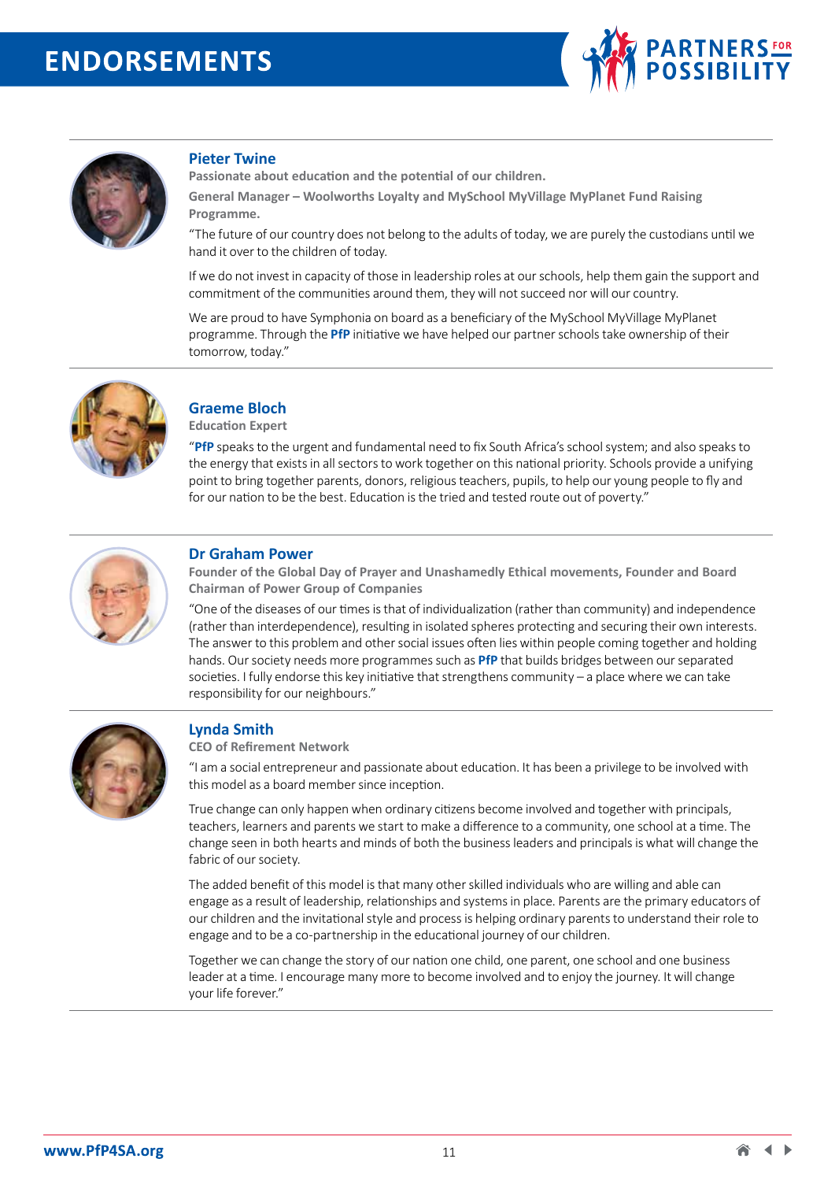# ENDORSEMENTS

### Pieter Twine

**Passionate about education and the potential of our children.**

**General Manager – Woolworths Loyalty and MySchool MyVillage MyPlanet Fund Raising Programme.**

"The future of our country does not belong to the adults of today, we are purely the custodians until we hand it over to the children of today.

If we do not invest in capacity of those in leadership roles at our schools, help them gain the support and commitment of the communities around them, they will not succeed nor will our country.

We are proud to have Symphonia on board as a beneficiary of the MySchool MyVillage MyPlanet programme. Through the **PfP** initiative we have helped our partner schools take ownership of their tomorrow, today."

### Graeme Bloch

**Education Expert**

"**PfP** speaks to the urgent and fundamental need to fix South Africa's school system; and also speaks to the energy that exists in all sectors to work together on this national priority. Schools provide a unifying point to bring together parents, donors, religious teachers, pupils, to help our young people to fly and for our nation to be the best. Education is the tried and tested route out of poverty."

### Dr Graham Power

**Founder of the Global Day of Prayer and Unashamedly Ethical movements, Founder and Board Chairman of Power Group of Companies**

"One of the diseases of our times is that of individualization (rather than community) and independence (rather than interdependence), resulting in isolated spheres protecting and securing their own interests. The answer to this problem and other social issues often lies within people coming together and holding hands. Our society needs more programmes such as **PfP** that builds bridges between our separated societies. I fully endorse this key initiative that strengthens community – a place where we can take responsibility for our neighbours."

### Lynda Smith

**CEO of Refirement Network**

"I am a social entrepreneur and passionate about education. It has been a privilege to be involved with this model as a board member since inception.

True change can only happen when ordinary citizens become involved and together with principals, teachers, learners and parents we start to make a difference to a community, one school at a time. The change seen in both hearts and minds of both the business leaders and principals is what will change the fabric of our society.

The added benefit of this model is that many other skilled individuals who are willing and able can engage as a result of leadership, relationships and systems in place. Parents are the primary educators of our children and the invitational style and process is helping ordinary parents to understand their role to engage and to be a co-partnership in the educational journey of our children.

Together we can change the story of our nation one child, one parent, one school and one business leader at a time. I encourage many more to become involved and to enjoy the journey. It will change your life forever."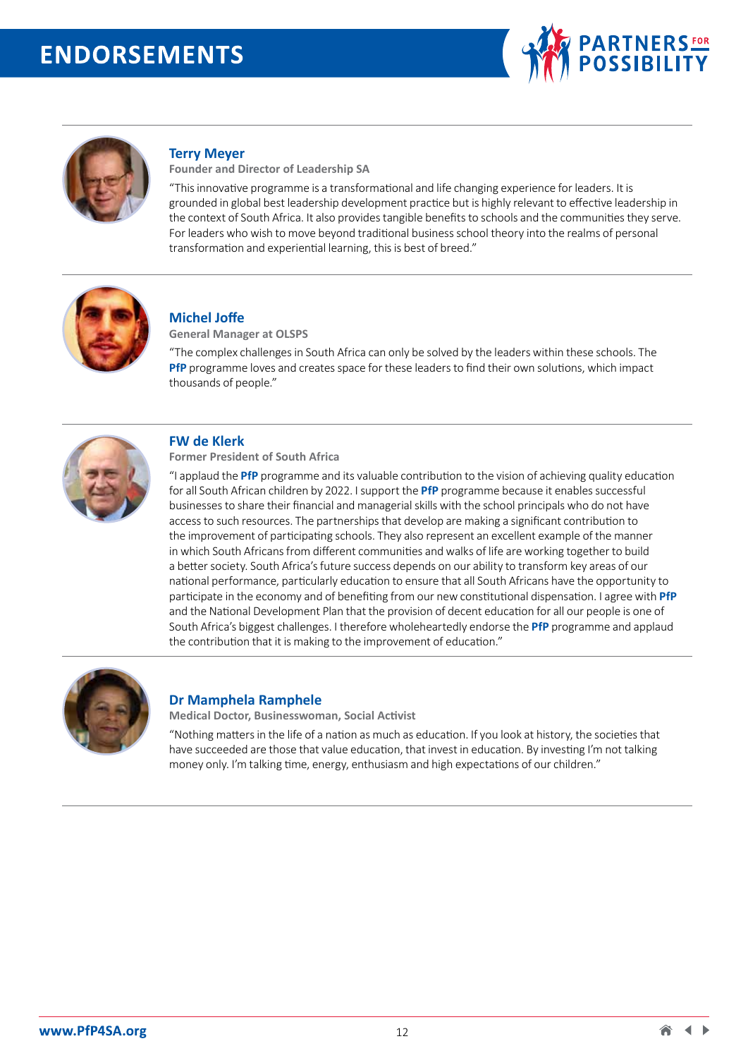# ENDORSEMENTS

### Terry Meyer

**Founder and Director of Leadership SA**

"This innovative programme is a transformational and life changing experience for leaders. It is grounded in global best leadership development practice but is highly relevant to effective leadership in the context of South Africa. It also provides tangible benefits to schools and the communities they serve. For leaders who wish to move beyond traditional business school theory into the realms of personal transformation and experiential learning, this is best of breed."

### Michel Joffe

**General Manager at OLSPS**

"The complex challenges in South Africa can only be solved by the leaders within these schools. The **PfP** programme loves and creates space for these leaders to find their own solutions, which impact thousands of people."

### FW de Klerk

**Former President of South Africa**

"I applaud the **PfP** programme and its valuable contribution to the vision of achieving quality education for all South African children by 2022. I support the **PfP** programme because it enables successful businesses to share their financial and managerial skills with the school principals who do not have access to such resources. The partnerships that develop are making a significant contribution to the improvement of participating schools. They also represent an excellent example of the manner in which South Africans from different communities and walks of life are working together to build a better society. South Africa's future success depends on our ability to transform key areas of our national performance, particularly education to ensure that all South Africans have the opportunity to participate in the economy and of benefiting from our new constitutional dispensation. I agree with **PfP** and the National Development Plan that the provision of decent education for all our people is one of South Africa's biggest challenges. I therefore wholeheartedly endorse the **PfP** programme and applaud the contribution that it is making to the improvement of education."

### Dr Mamphela Ramphele

**Medical Doctor, Businesswoman, Social Activist**

"Nothing matters in the life of a nation as much as education. If you look at history, the societies that have succeeded are those that value education, that invest in education. By investing I'm not talking money only. I'm talking time, energy, enthusiasm and high expectations of our children."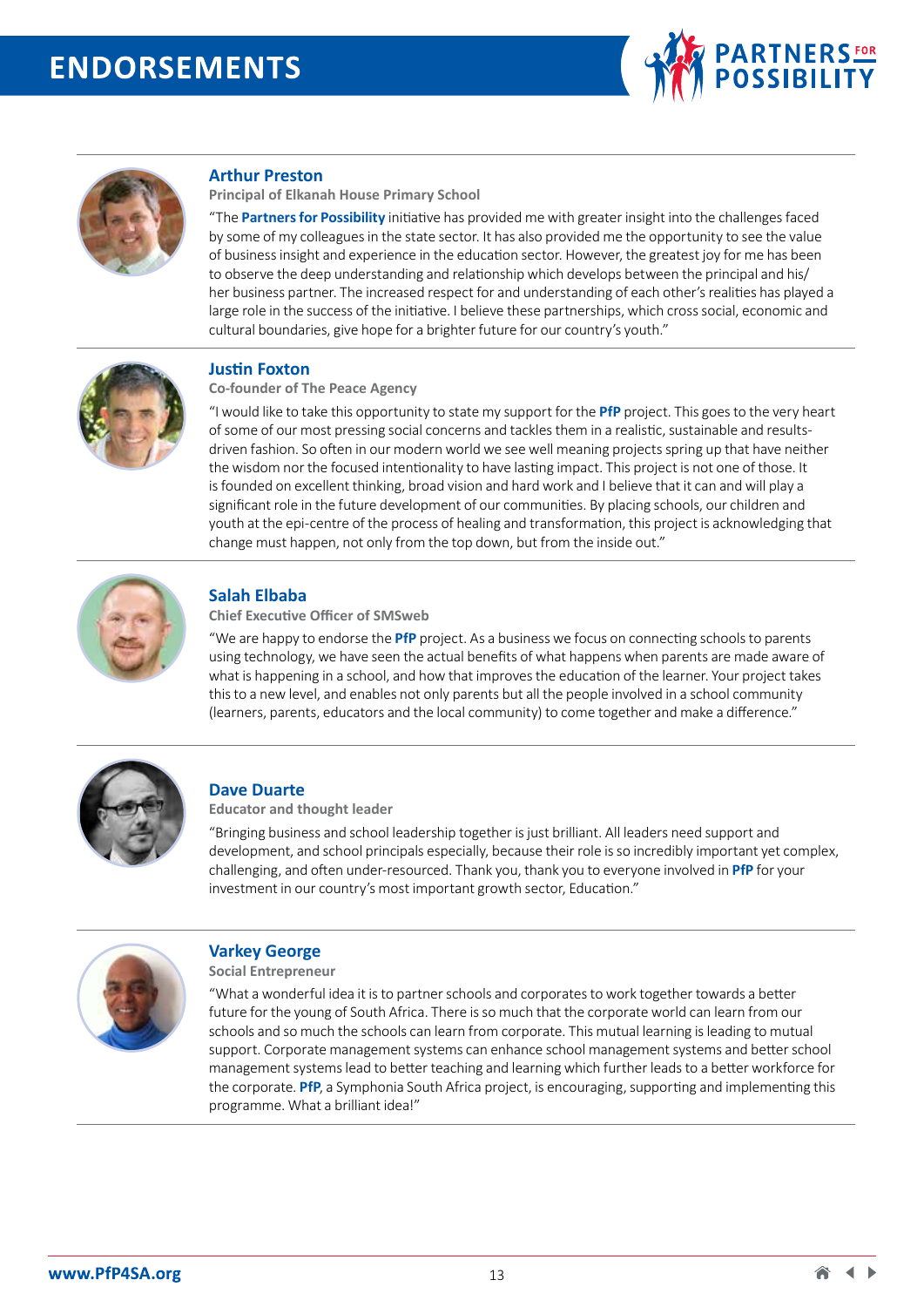# ENDORSEMENTS

### Arthur Preston

**Principal of Elkanah House Primary School**

"The **Partners for Possibility** initiative has provided me with greater insight into the challenges faced by some of my colleagues in the state sector. It has also provided me the opportunity to see the value of business insight and experience in the education sector. However, the greatest joy for me has been to observe the deep understanding and relationship which develops between the principal and his/her business partner. The increased respect for and understanding of each other's realities has played a large role in the success of the initiative. I believe these partnerships, which cross social, economic and cultural boundaries, give hope for a brighter future for our country's youth."

### Justin Foxton

**Co-founder of The Peace Agency**

"I would like to take this opportunity to state my support for the **PfP** project. This goes to the very heart of some of our most pressing social concerns and tackles them in a realistic, sustainable and results-driven fashion. So often in our modern world we see well meaning projects spring up that have neither the wisdom nor the focused intentionality to have lasting impact. This project is not one of those. It is founded on excellent thinking, broad vision and hard work and I believe that it can and will play a significant role in the future development of our communities. By placing schools, our children and youth at the epi-centre of the process of healing and transformation, this project is acknowledging that change must happen, not only from the top down, but from the inside out."

### Salah Elbaba

**Chief Executive Officer of SMSweb**

"We are happy to endorse the **PfP** project. As a business we focus on connecting schools to parents using technology, we have seen the actual benefits of what happens when parents are made aware of what is happening in a school, and how that improves the education of the learner. Your project takes this to a new level, and enables not only parents but all the people involved in a school community (learners, parents, educators and the local community) to come together and make a difference."

### Dave Duarte

**Educator and thought leader**

"Bringing business and school leadership together is just brilliant. All leaders need support and development, and school principals especially, because their role is so incredibly important yet complex, challenging, and often under-resourced. Thank you, thank you to everyone involved in **PfP** for your investment in our country's most important growth sector, Education."

### Varkey George

**Social Entrepreneur**

"What a wonderful idea it is to partner schools and corporates to work together towards a better future for the young of South Africa. There is so much that the corporate world can learn from our schools and so much the schools can learn from corporate. This mutual learning is leading to mutual support. Corporate management systems can enhance school management systems and better school management systems lead to better teaching and learning which further leads to a better workforce for the corporate. **PfP**, a Symphonia South Africa project, is encouraging, supporting and implementing this programme. What a brilliant idea!"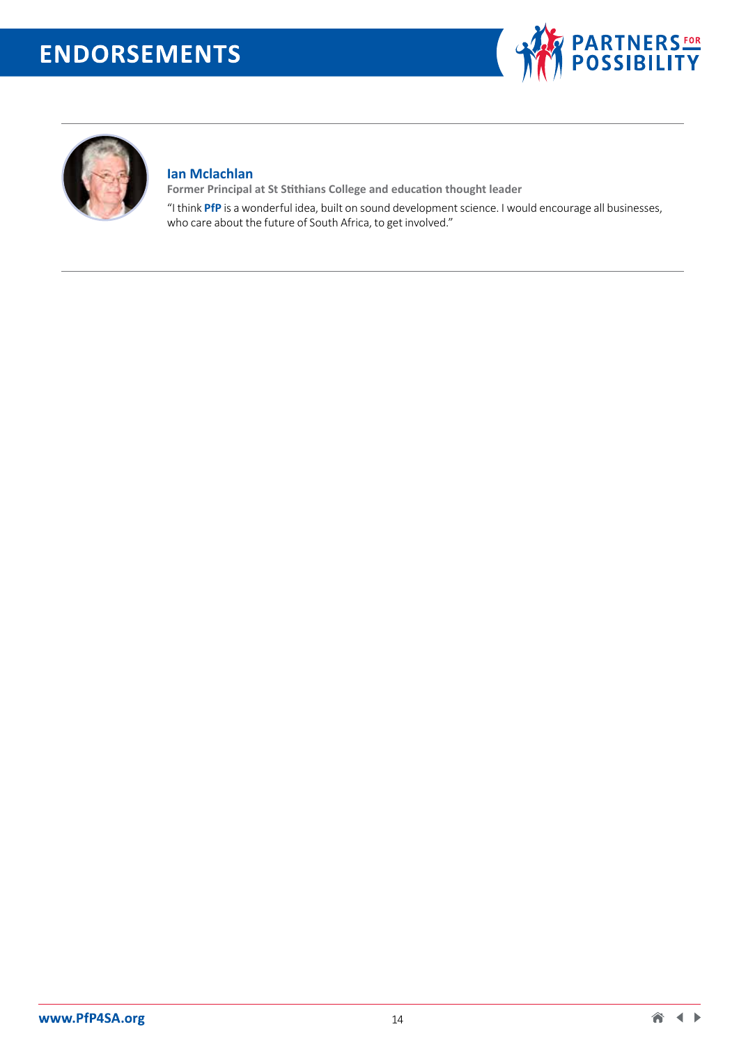# ENDORSEMENTS

**Ian Mclachlan**

**Former Principal at St Stithians College and education thought leader**

"I think **PfP** is a wonderful idea, built on sound development science. I would encourage all businesses, who care about the future of South Africa, to get involved."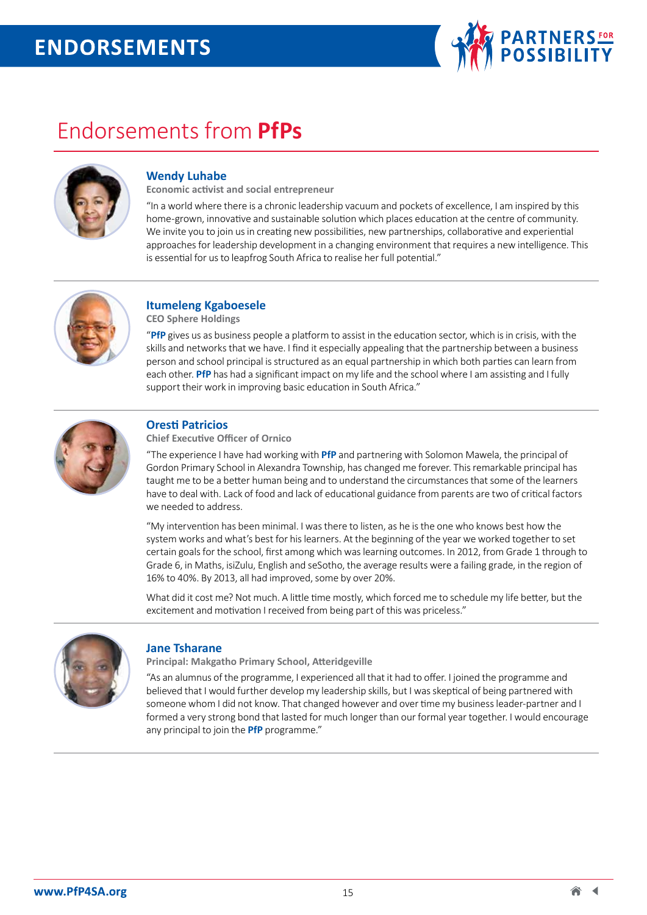# ENDORSEMENTS

## Endorsements from **PfPs**

### Wendy Luhabe

**Economic activist and social entrepreneur**

"In a world where there is a chronic leadership vacuum and pockets of excellence, I am inspired by this home-grown, innovative and sustainable solution which places education at the centre of community. We invite you to join us in creating new possibilities, new partnerships, collaborative and experiential approaches for leadership development in a changing environment that requires a new intelligence. This is essential for us to leapfrog South Africa to realise her full potential."

---

### Itumeleng Kgaboesele

**CEO Sphere Holdings**

"**PfP** gives us as business people a platform to assist in the education sector, which is in crisis, with the skills and networks that we have. I find it especially appealing that the partnership between a business person and school principal is structured as an equal partnership in which both parties can learn from each other. **PfP** has had a significant impact on my life and the school where I am assisting and I fully support their work in improving basic education in South Africa."

---

### Oresti Patricios

**Chief Executive Officer of Ornico**

"The experience I have had working with **PfP** and partnering with Solomon Mawela, the principal of Gordon Primary School in Alexandra Township, has changed me forever. This remarkable principal has taught me to be a better human being and to understand the circumstances that some of the learners have to deal with. Lack of food and lack of educational guidance from parents are two of critical factors we needed to address.

"My intervention has been minimal. I was there to listen, as he is the one who knows best how the system works and what's best for his learners. At the beginning of the year we worked together to set certain goals for the school, first among which was learning outcomes. In 2012, from Grade 1 through to Grade 6, in Maths, isiZulu, English and seSotho, the average results were a failing grade, in the region of 16% to 40%. By 2013, all had improved, some by over 20%.

What did it cost me? Not much. A little time mostly, which forced me to schedule my life better, but the excitement and motivation I received from being part of this was priceless."

---

### Jane Tsharane

**Principal: Makgatho Primary School, Atteridgeville**

"As an alumnus of the programme, I experienced all that it had to offer. I joined the programme and believed that I would further develop my leadership skills, but I was skeptical of being partnered with someone whom I did not know. That changed however and over time my business leader-partner and I formed a very strong bond that lasted for much longer than our formal year together. I would encourage any principal to join the **PfP** programme."

---

www.PfP4SA.org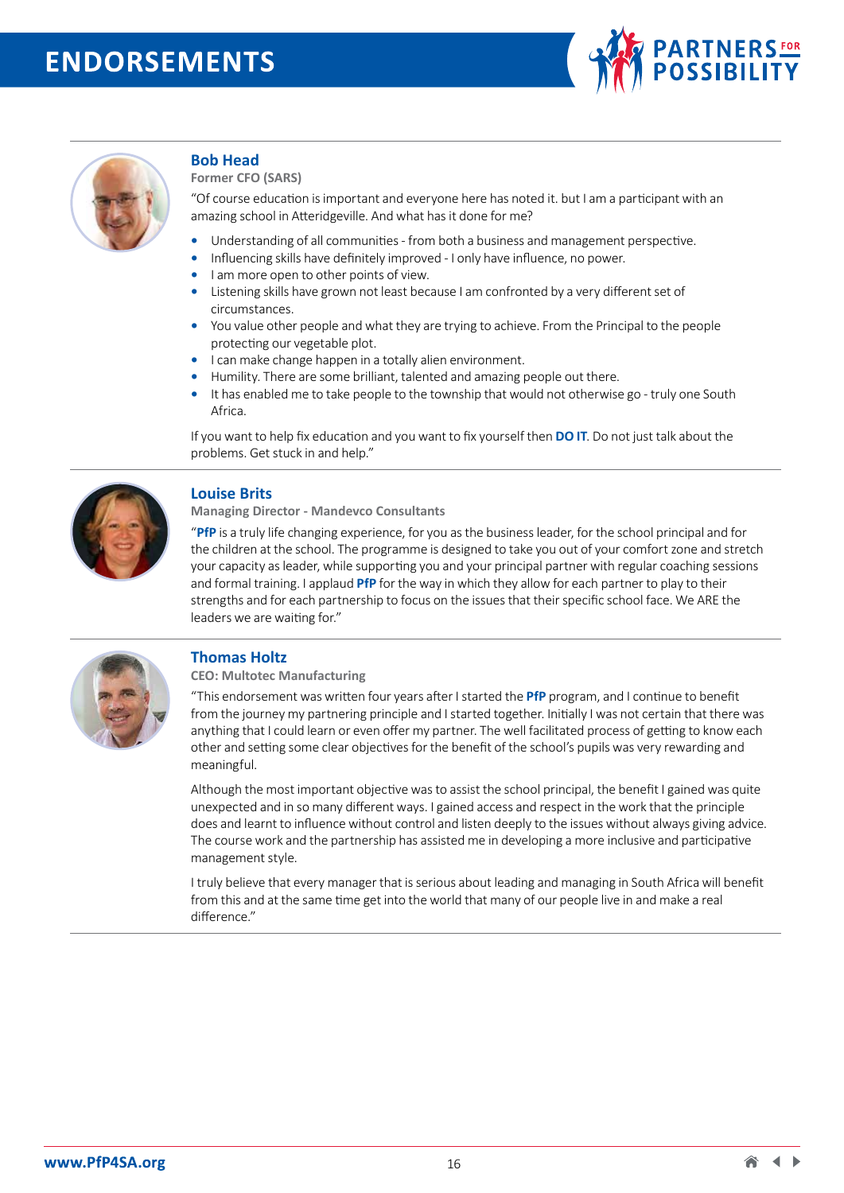# ENDORSEMENTS

### Bob Head

**Former CFO (SARS)**

"Of course education is important and everyone here has noted it. but I am a participant with an amazing school in Atteridgeville. And what has it done for me?

- Understanding of all communities - from both a business and management perspective.
- Influencing skills have definitely improved - I only have influence, no power.
- I am more open to other points of view.
- Listening skills have grown not least because I am confronted by a very different set of circumstances.
- You value other people and what they are trying to achieve. From the Principal to the people protecting our vegetable plot.
- I can make change happen in a totally alien environment.
- Humility. There are some brilliant, talented and amazing people out there.
- It has enabled me to take people to the township that would not otherwise go - truly one South Africa.

If you want to help fix education and you want to fix yourself then **DO IT**. Do not just talk about the problems. Get stuck in and help."

### Louise Brits

**Managing Director - Mandevco Consultants**

"**PfP** is a truly life changing experience, for you as the business leader, for the school principal and for the children at the school. The programme is designed to take you out of your comfort zone and stretch your capacity as leader, while supporting you and your principal partner with regular coaching sessions and formal training. I applaud **PfP** for the way in which they allow for each partner to play to their strengths and for each partnership to focus on the issues that their specific school face. We ARE the leaders we are waiting for."

### Thomas Holtz

**CEO: Multotec Manufacturing**

"This endorsement was written four years after I started the **PfP** program, and I continue to benefit from the journey my partnering principle and I started together. Initially I was not certain that there was anything that I could learn or even offer my partner. The well facilitated process of getting to know each other and setting some clear objectives for the benefit of the school's pupils was very rewarding and meaningful.

Although the most important objective was to assist the school principal, the benefit I gained was quite unexpected and in so many different ways. I gained access and respect in the work that the principle does and learnt to influence without control and listen deeply to the issues without always giving advice. The course work and the partnership has assisted me in developing a more inclusive and participative management style.

I truly believe that every manager that is serious about leading and managing in South Africa will benefit from this and at the same time get into the world that many of our people live in and make a real difference."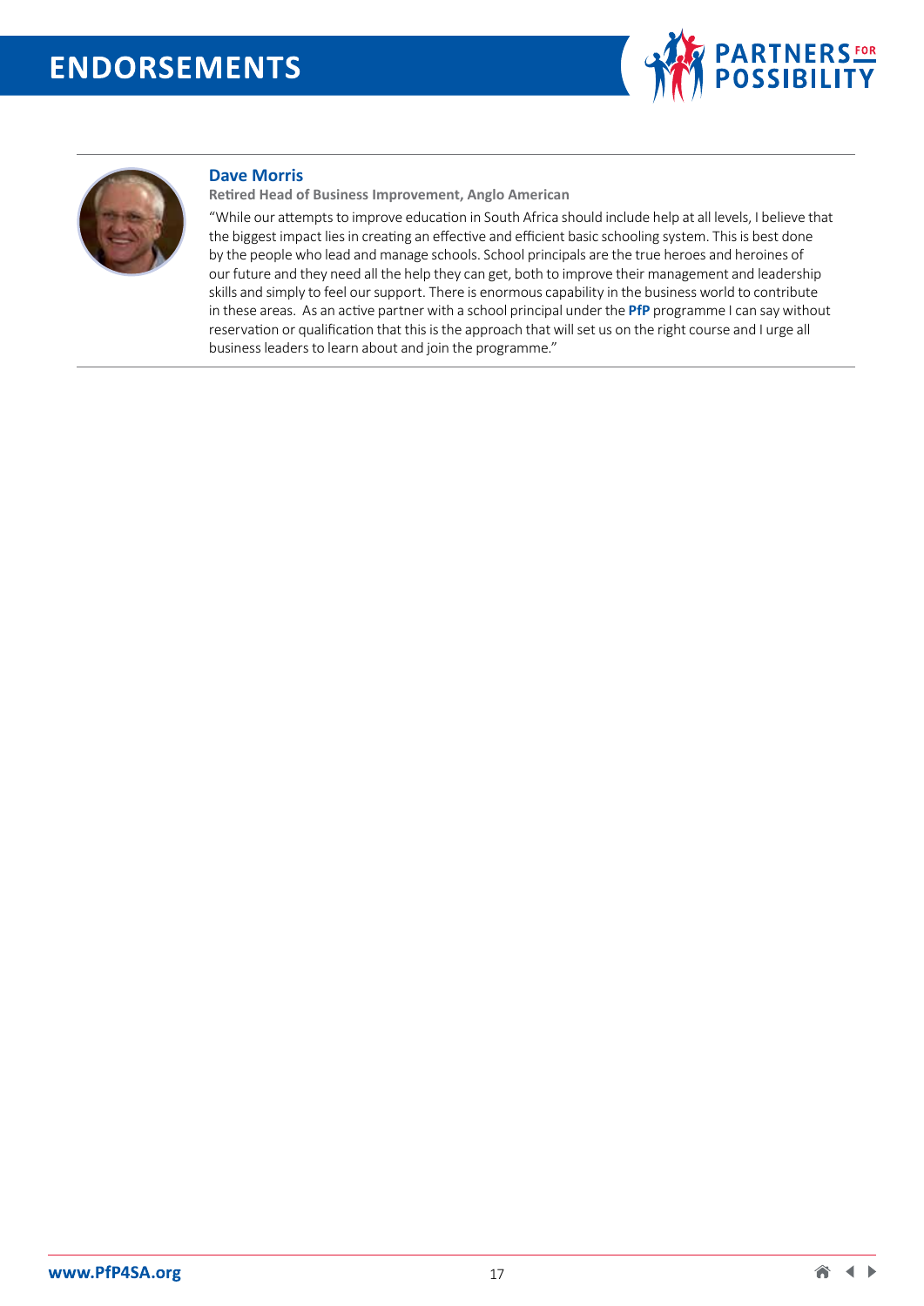# ENDORSEMENTS

### Dave Morris

**Retired Head of Business Improvement, Anglo American**

"While our attempts to improve education in South Africa should include help at all levels, I believe that the biggest impact lies in creating an effective and efficient basic schooling system. This is best done by the people who lead and manage schools. School principals are the true heroes and heroines of our future and they need all the help they can get, both to improve their management and leadership skills and simply to feel our support. There is enormous capability in the business world to contribute in these areas. As an active partner with a school principal under the **PfP** programme I can say without reservation or qualification that this is the approach that will set us on the right course and I urge all business leaders to learn about and join the programme."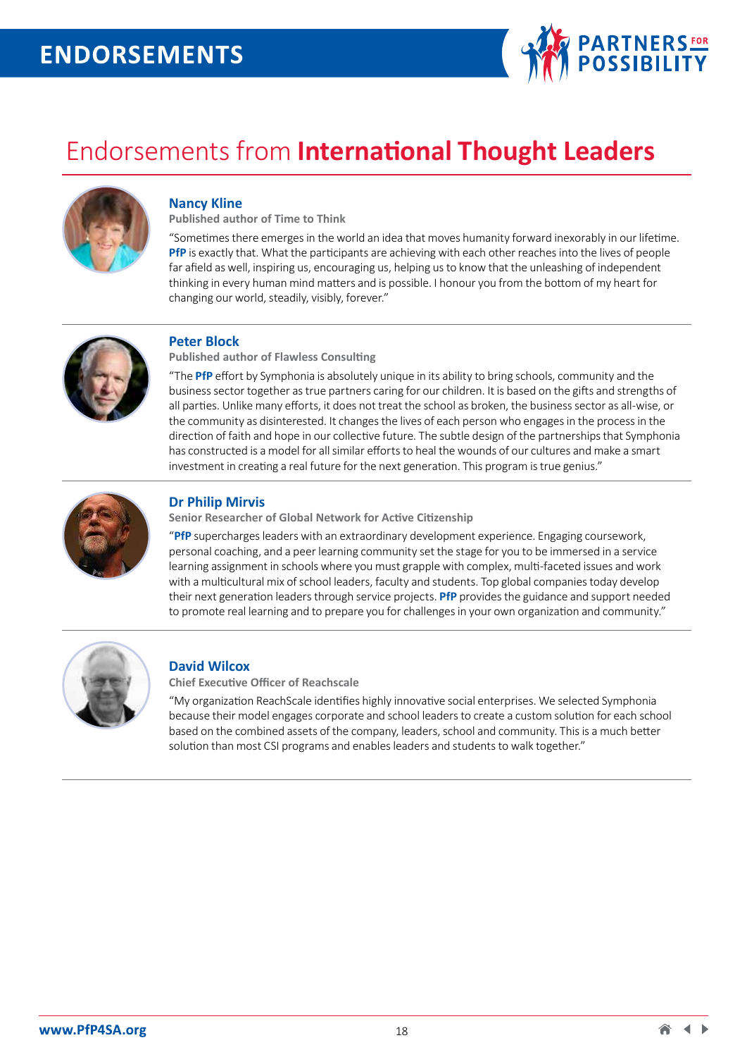# ENDORSEMENTS

## Endorsements from **International Thought Leaders**

### Nancy Kline

**Published author of Time to Think**

"Sometimes there emerges in the world an idea that moves humanity forward inexorably in our lifetime. **PfP** is exactly that. What the participants are achieving with each other reaches into the lives of people far afield as well, inspiring us, encouraging us, helping us to know that the unleashing of independent thinking in every human mind matters and is possible. I honour you from the bottom of my heart for changing our world, steadily, visibly, forever."

### Peter Block

**Published author of Flawless Consulting**

"The **PfP** effort by Symphonia is absolutely unique in its ability to bring schools, community and the business sector together as true partners caring for our children. It is based on the gifts and strengths of all parties. Unlike many efforts, it does not treat the school as broken, the business sector as all-wise, or the community as disinterested. It changes the lives of each person who engages in the process in the direction of faith and hope in our collective future. The subtle design of the partnerships that Symphonia has constructed is a model for all similar efforts to heal the wounds of our cultures and make a smart investment in creating a real future for the next generation. This program is true genius."

### Dr Philip Mirvis

**Senior Researcher of Global Network for Active Citizenship**

"**PfP** supercharges leaders with an extraordinary development experience. Engaging coursework, personal coaching, and a peer learning community set the stage for you to be immersed in a service learning assignment in schools where you must grapple with complex, multi-faceted issues and work with a multicultural mix of school leaders, faculty and students. Top global companies today develop their next generation leaders through service projects. **PfP** provides the guidance and support needed to promote real learning and to prepare you for challenges in your own organization and community."

### David Wilcox

**Chief Executive Officer of Reachscale**

"My organization ReachScale identifies highly innovative social enterprises. We selected Symphonia because their model engages corporate and school leaders to create a custom solution for each school based on the combined assets of the company, leaders, school and community. This is a much better solution than most CSI programs and enables leaders and students to walk together."

www.PfP4SA.org